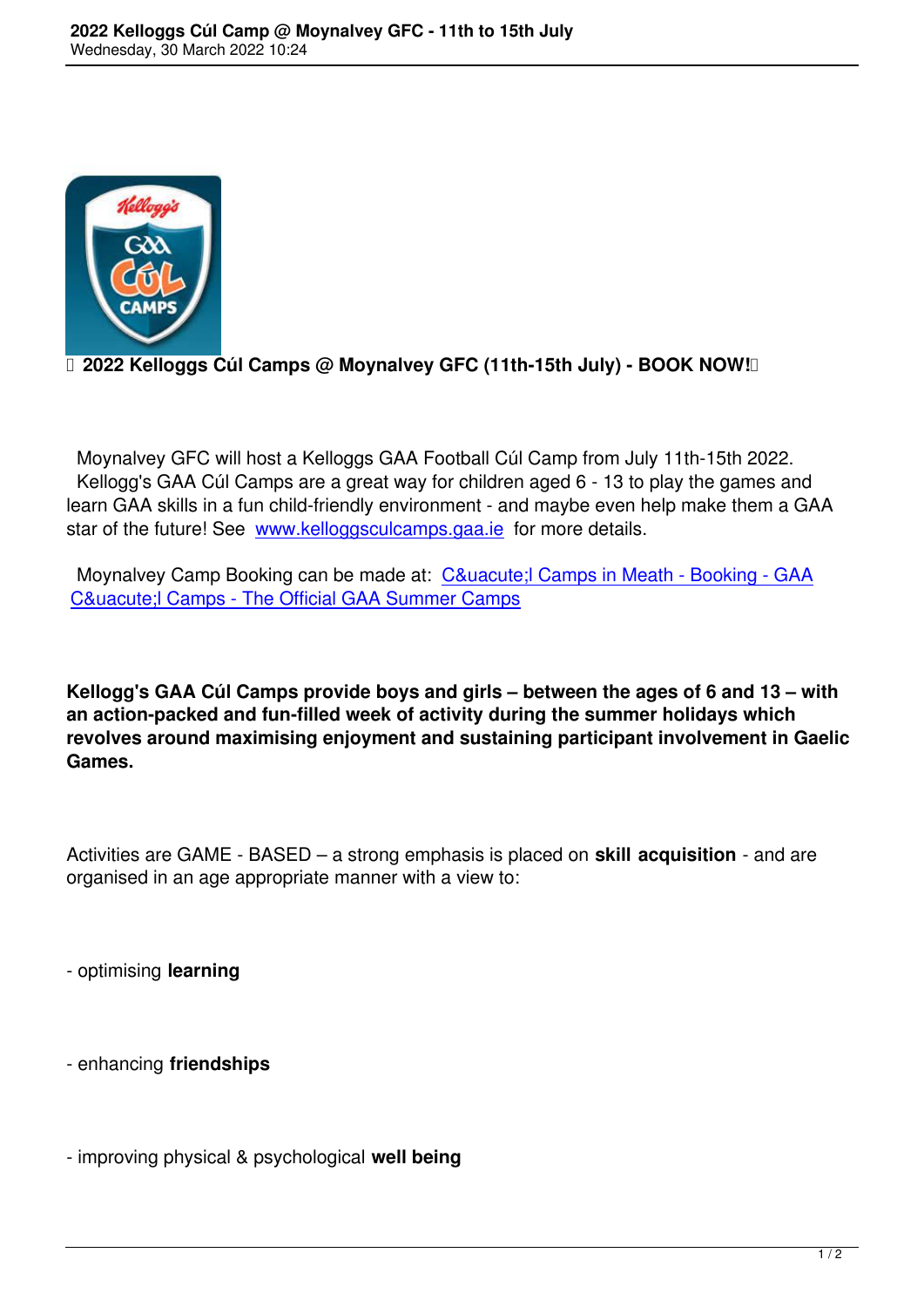# 2022 Kelloggs Cúl Camps @ Moynalvey GFC (11th-15th July) - BOOK NOW!

Moynalvey GFC will host a Kelloggs GAA Football Cúl Camp from July 11th-15th 2022.
Kellogg's GAA Cúl Camps are a great way for children aged 6 - 13 to play the games and learn GAA skills in a fun child-friendly environment - and maybe even help make them a GAA star of the future! See www.kelloggsculcamps.gaa.ie for more details.

Moynalvey Camp Booking can be made at: C&uacute;l Camps in Meath - Booking - GAA C&uacute;l Camps - The Official GAA Summer Camps

**Kellogg's GAA Cúl Camps provide boys and girls – between the ages of 6 and 13 – with an action-packed and fun-filled week of activity during the summer holidays which revolves around maximising enjoyment and sustaining participant involvement in Gaelic Games.**

Activities are GAME - BASED – a strong emphasis is placed on **skill acquisition** - and are organised in an age appropriate manner with a view to:

- optimising **learning**

- enhancing **friendships**

- improving physical & psychological **well being**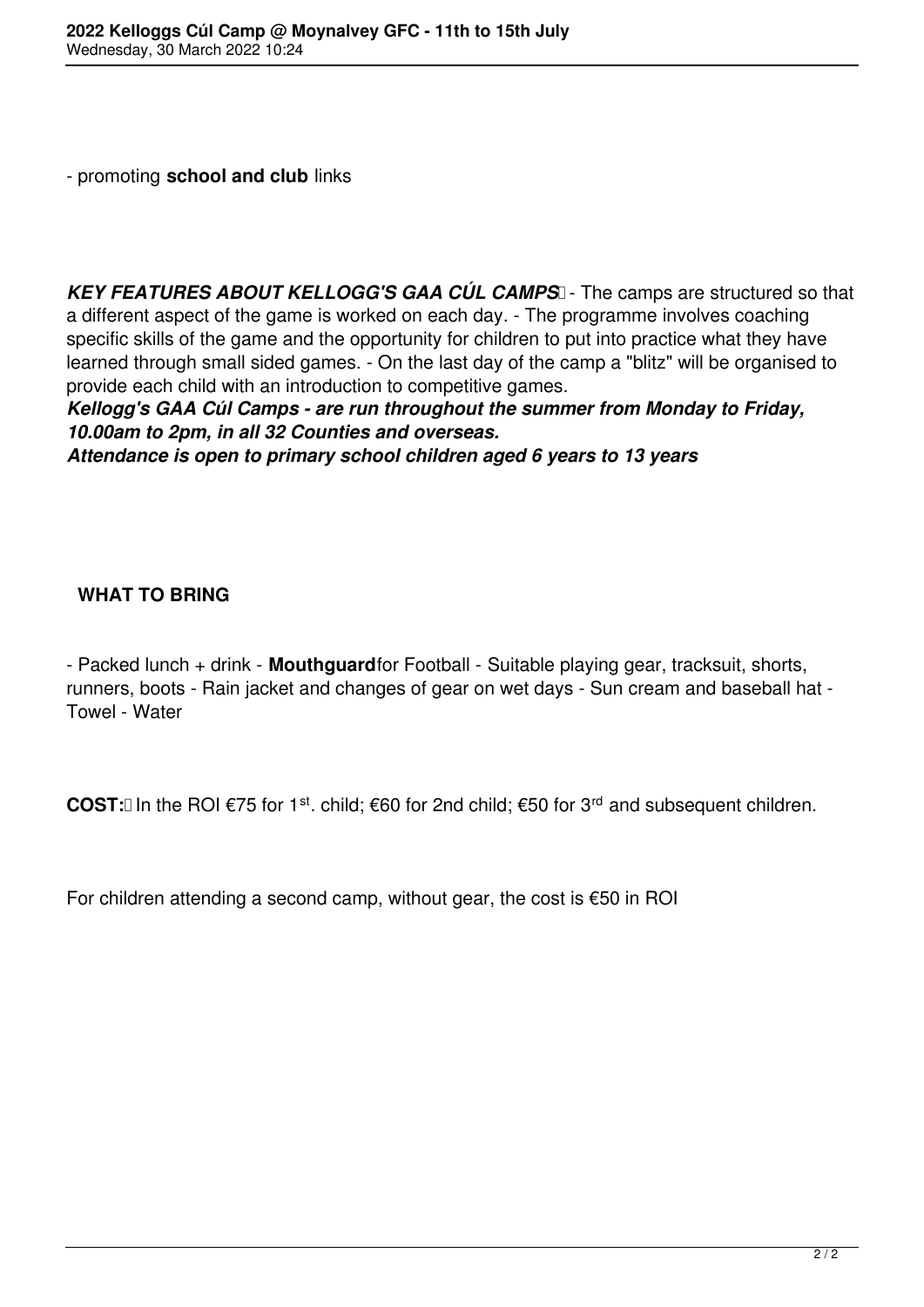- promoting **school and club** links

***KEY FEATURES ABOUT KELLOGG'S GAA CÚL CAMPS*** - The camps are structured so that a different aspect of the game is worked on each day. - The programme involves coaching specific skills of the game and the opportunity for children to put into practice what they have learned through small sided games. - On the last day of the camp a "blitz" will be organised to provide each child with an introduction to competitive games.

***Kellogg's GAA Cúl Camps - are run throughout the summer from Monday to Friday, 10.00am to 2pm, in all 32 Counties and overseas.***

***Attendance is open to primary school children aged 6 years to 13 years***

**WHAT TO BRING**

- Packed lunch + drink - **Mouthguard**for Football - Suitable playing gear, tracksuit, shorts, runners, boots - Rain jacket and changes of gear on wet days - Sun cream and baseball hat - Towel - Water

**COST:** In the ROI €75 for 1st. child; €60 for 2nd child; €50 for 3rd and subsequent children.

For children attending a second camp, without gear, the cost is €50 in ROI